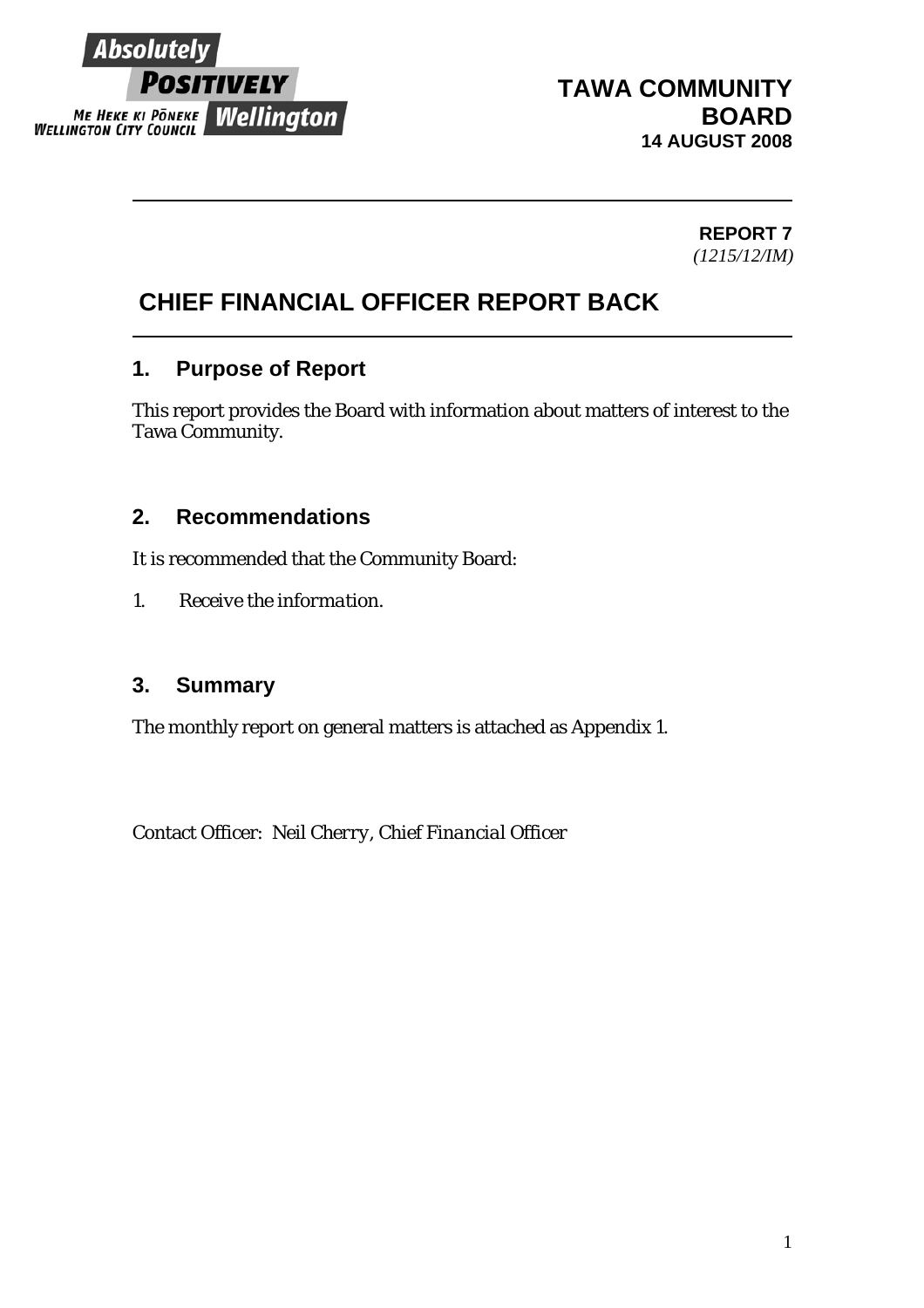Absolutely **POSITIVELY** Wellington

ME HEKE KI PŌNEKE
WELLINGTON CITY COUNCIL

**TAWA COMMUNITY BOARD**
**14 AUGUST 2008**

**REPORT 7**
*(1215/12/IM)*

# CHIEF FINANCIAL OFFICER REPORT BACK

## 1. Purpose of Report

This report provides the Board with information about matters of interest to the Tawa Community.

## 2. Recommendations

It is recommended that the Community Board:

1. *Receive the information.*

## 3. Summary

The monthly report on general matters is attached as Appendix 1.

Contact Officer: *Neil Cherry, Chief Financial Officer*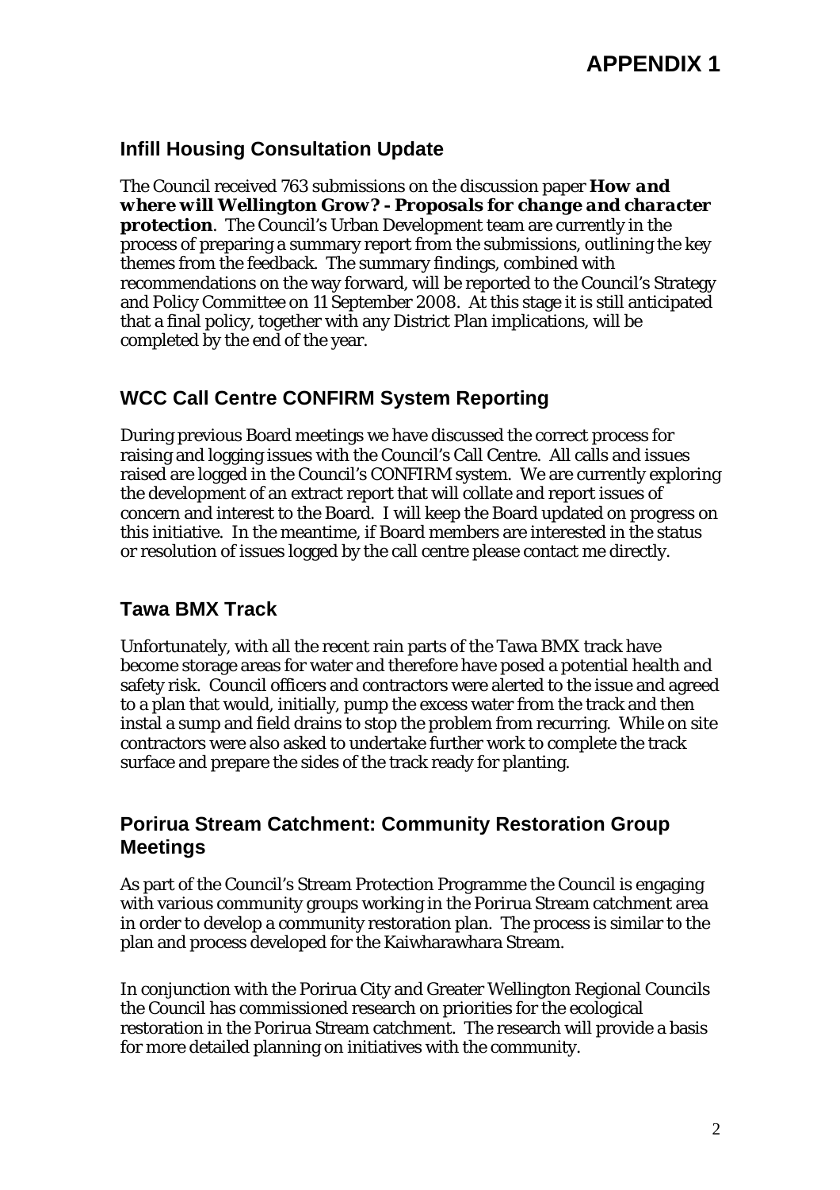# APPENDIX 1

## Infill Housing Consultation Update

The Council received 763 submissions on the discussion paper ***How and where will Wellington Grow? - Proposals for change and character protection***. The Council's Urban Development team are currently in the process of preparing a summary report from the submissions, outlining the key themes from the feedback. The summary findings, combined with recommendations on the way forward, will be reported to the Council's Strategy and Policy Committee on 11 September 2008. At this stage it is still anticipated that a final policy, together with any District Plan implications, will be completed by the end of the year.

## WCC Call Centre CONFIRM System Reporting

During previous Board meetings we have discussed the correct process for raising and logging issues with the Council's Call Centre. All calls and issues raised are logged in the Council's CONFIRM system. We are currently exploring the development of an extract report that will collate and report issues of concern and interest to the Board. I will keep the Board updated on progress on this initiative. In the meantime, if Board members are interested in the status or resolution of issues logged by the call centre please contact me directly.

## Tawa BMX Track

Unfortunately, with all the recent rain parts of the Tawa BMX track have become storage areas for water and therefore have posed a potential health and safety risk. Council officers and contractors were alerted to the issue and agreed to a plan that would, initially, pump the excess water from the track and then instal a sump and field drains to stop the problem from recurring. While on site contractors were also asked to undertake further work to complete the track surface and prepare the sides of the track ready for planting.

## Porirua Stream Catchment: Community Restoration Group Meetings

As part of the Council's Stream Protection Programme the Council is engaging with various community groups working in the Porirua Stream catchment area in order to develop a community restoration plan. The process is similar to the plan and process developed for the Kaiwharawhara Stream.

In conjunction with the Porirua City and Greater Wellington Regional Councils the Council has commissioned research on priorities for the ecological restoration in the Porirua Stream catchment. The research will provide a basis for more detailed planning on initiatives with the community.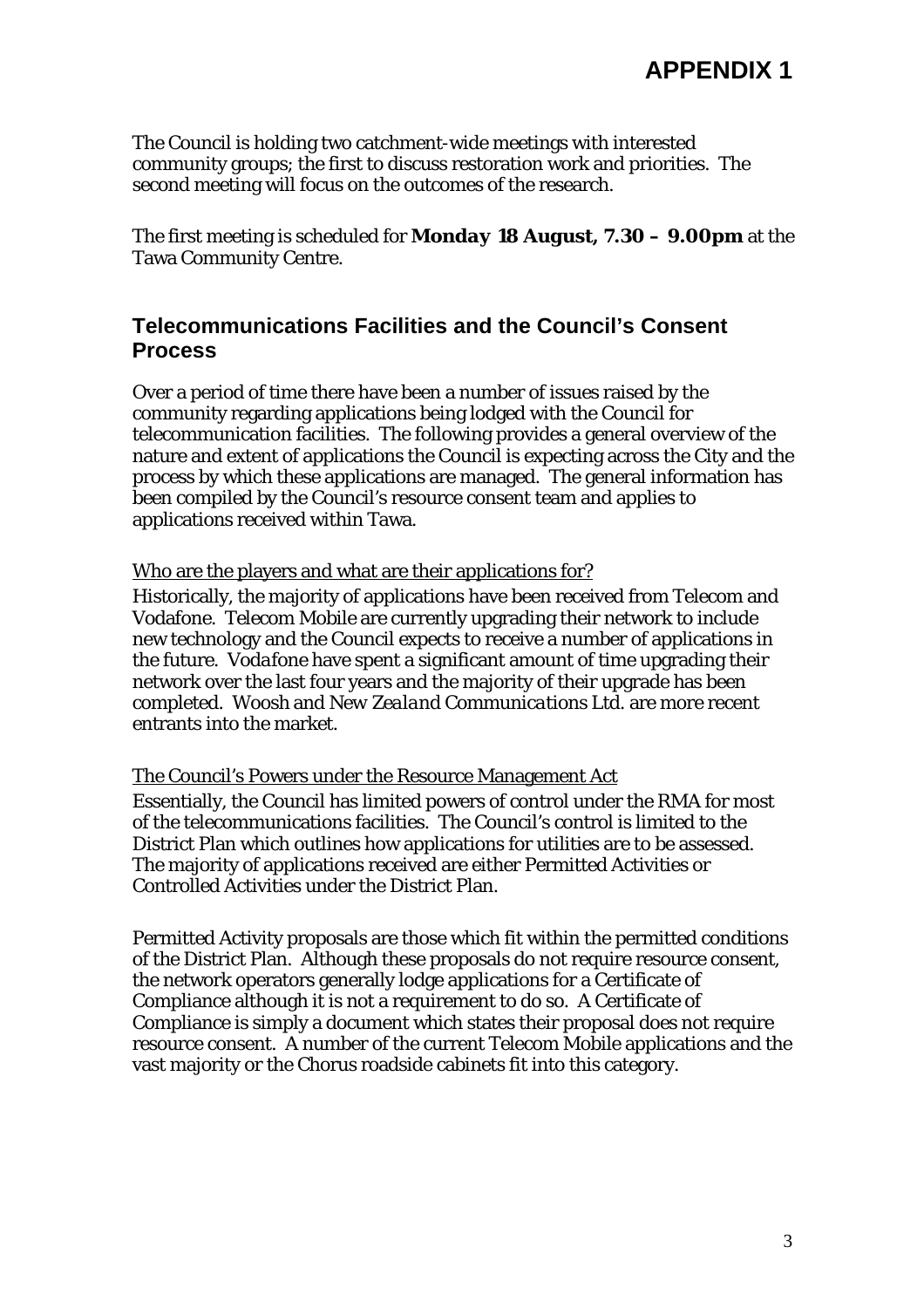# APPENDIX 1

The Council is holding two catchment-wide meetings with interested community groups; the first to discuss restoration work and priorities. The second meeting will focus on the outcomes of the research.

The first meeting is scheduled for **Monday 18 August, 7.30 – 9.00pm** at the Tawa Community Centre.

## Telecommunications Facilities and the Council's Consent Process

Over a period of time there have been a number of issues raised by the community regarding applications being lodged with the Council for telecommunication facilities. The following provides a general overview of the nature and extent of applications the Council is expecting across the City and the process by which these applications are managed. The general information has been compiled by the Council's resource consent team and applies to applications received within Tawa.

<u>Who are the players and what are their applications for?</u>

Historically, the majority of applications have been received from Telecom and Vodafone. Telecom Mobile are currently upgrading their network to include new technology and the Council expects to receive a number of applications in the future. Vodafone have spent a significant amount of time upgrading their network over the last four years and the majority of their upgrade has been completed. Woosh and New Zealand Communications Ltd. are more recent entrants into the market.

<u>The Council's Powers under the Resource Management Act</u>

Essentially, the Council has limited powers of control under the RMA for most of the telecommunications facilities. The Council's control is limited to the District Plan which outlines how applications for utilities are to be assessed. The majority of applications received are either Permitted Activities or Controlled Activities under the District Plan.

Permitted Activity proposals are those which fit within the permitted conditions of the District Plan. Although these proposals do not require resource consent, the network operators generally lodge applications for a Certificate of Compliance although it is not a requirement to do so. A Certificate of Compliance is simply a document which states their proposal does not require resource consent. A number of the current Telecom Mobile applications and the vast majority or the Chorus roadside cabinets fit into this category.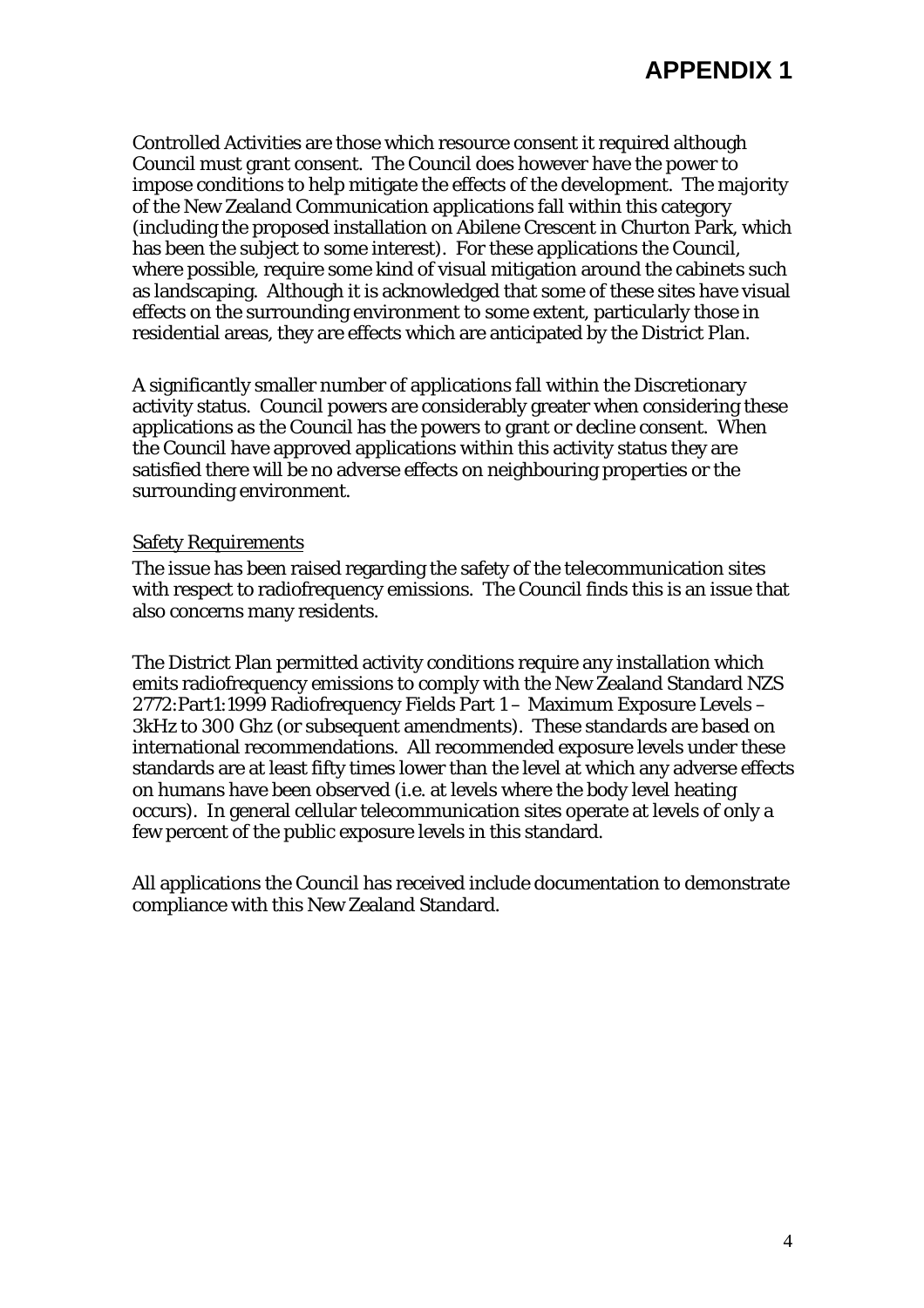# APPENDIX 1

Controlled Activities are those which resource consent it required although Council must grant consent. The Council does however have the power to impose conditions to help mitigate the effects of the development. The majority of the New Zealand Communication applications fall within this category (including the proposed installation on Abilene Crescent in Churton Park, which has been the subject to some interest). For these applications the Council, where possible, require some kind of visual mitigation around the cabinets such as landscaping. Although it is acknowledged that some of these sites have visual effects on the surrounding environment to some extent, particularly those in residential areas, they are effects which are anticipated by the District Plan.

A significantly smaller number of applications fall within the Discretionary activity status. Council powers are considerably greater when considering these applications as the Council has the powers to grant or decline consent. When the Council have approved applications within this activity status they are satisfied there will be no adverse effects on neighbouring properties or the surrounding environment.

<u>Safety Requirements</u>

The issue has been raised regarding the safety of the telecommunication sites with respect to radiofrequency emissions. The Council finds this is an issue that also concerns many residents.

The District Plan permitted activity conditions require any installation which emits radiofrequency emissions to comply with the New Zealand Standard NZS 2772:Part1:1999 Radiofrequency Fields Part 1 – Maximum Exposure Levels – 3kHz to 300 Ghz (or subsequent amendments). These standards are based on international recommendations. All recommended exposure levels under these standards are at least fifty times lower than the level at which any adverse effects on humans have been observed (i.e. at levels where the body level heating occurs). In general cellular telecommunication sites operate at levels of only a few percent of the public exposure levels in this standard.

All applications the Council has received include documentation to demonstrate compliance with this New Zealand Standard.